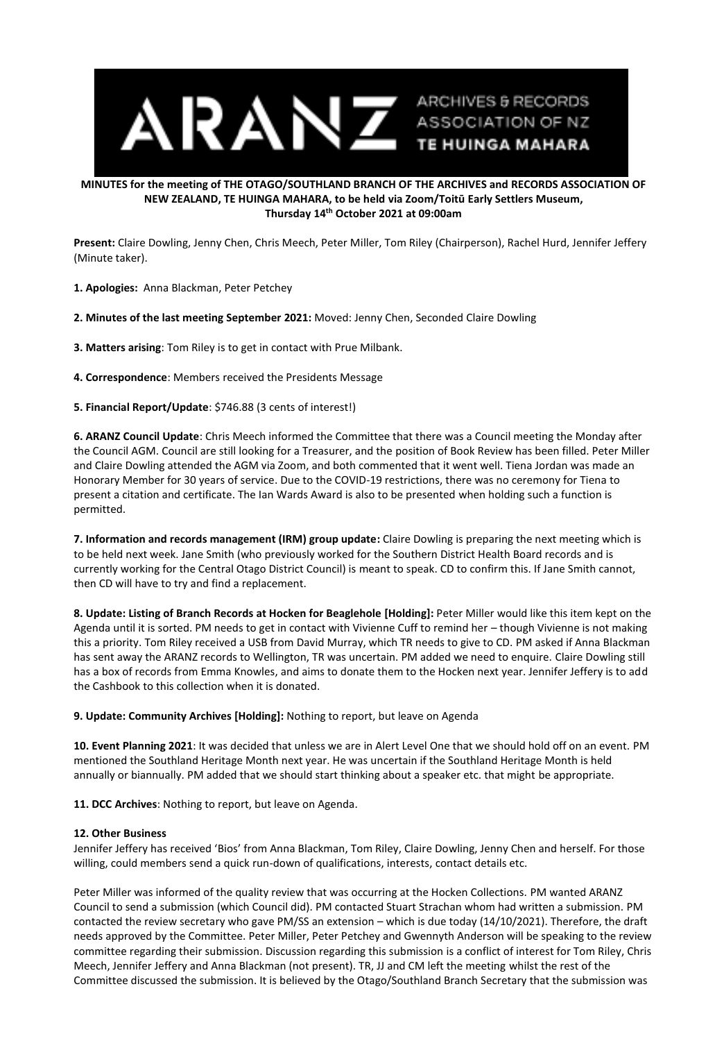**MINUTES for the meeting of THE OTAGO/SOUTHLAND BRANCH OF THE ARCHIVES and RECORDS ASSOCIATION OF NEW ZEALAND, TE HUINGA MAHARA, to be held via Zoom/Toitū Early Settlers Museum, Thursday 14th October 2021 at 09:00am**

**Present:** Claire Dowling, Jenny Chen, Chris Meech, Peter Miller, Tom Riley (Chairperson), Rachel Hurd, Jennifer Jeffery (Minute taker).

**1. Apologies:** Anna Blackman, Peter Petchey

**2. Minutes of the last meeting September 2021:** Moved: Jenny Chen, Seconded Claire Dowling

**3. Matters arising**: Tom Riley is to get in contact with Prue Milbank.

**4. Correspondence**: Members received the Presidents Message

**5. Financial Report/Update**: $746.88 (3 cents of interest!)

**6. ARANZ Council Update**: Chris Meech informed the Committee that there was a Council meeting the Monday after the Council AGM. Council are still looking for a Treasurer, and the position of Book Review has been filled. Peter Miller and Claire Dowling attended the AGM via Zoom, and both commented that it went well. Tiena Jordan was made an Honorary Member for 30 years of service. Due to the COVID-19 restrictions, there was no ceremony for Tiena to present a citation and certificate. The Ian Wards Award is also to be presented when holding such a function is permitted.

**7. Information and records management (IRM) group update:** Claire Dowling is preparing the next meeting which is to be held next week. Jane Smith (who previously worked for the Southern District Health Board records and is currently working for the Central Otago District Council) is meant to speak. CD to confirm this. If Jane Smith cannot, then CD will have to try and find a replacement.

**8. Update: Listing of Branch Records at Hocken for Beaglehole [Holding]:** Peter Miller would like this item kept on the Agenda until it is sorted. PM needs to get in contact with Vivienne Cuff to remind her – though Vivienne is not making this a priority. Tom Riley received a USB from David Murray, which TR needs to give to CD. PM asked if Anna Blackman has sent away the ARANZ records to Wellington, TR was uncertain. PM added we need to enquire. Claire Dowling still has a box of records from Emma Knowles, and aims to donate them to the Hocken next year. Jennifer Jeffery is to add the Cashbook to this collection when it is donated.

**9. Update: Community Archives [Holding]:** Nothing to report, but leave on Agenda

**10. Event Planning 2021**: It was decided that unless we are in Alert Level One that we should hold off on an event. PM mentioned the Southland Heritage Month next year. He was uncertain if the Southland Heritage Month is held annually or biannually. PM added that we should start thinking about a speaker etc. that might be appropriate.

**11. DCC Archives**: Nothing to report, but leave on Agenda.

**12. Other Business**

Jennifer Jeffery has received 'Bios' from Anna Blackman, Tom Riley, Claire Dowling, Jenny Chen and herself. For those willing, could members send a quick run-down of qualifications, interests, contact details etc.

Peter Miller was informed of the quality review that was occurring at the Hocken Collections. PM wanted ARANZ Council to send a submission (which Council did). PM contacted Stuart Strachan whom had written a submission. PM contacted the review secretary who gave PM/SS an extension – which is due today (14/10/2021). Therefore, the draft needs approved by the Committee. Peter Miller, Peter Petchey and Gwennyth Anderson will be speaking to the review committee regarding their submission. Discussion regarding this submission is a conflict of interest for Tom Riley, Chris Meech, Jennifer Jeffery and Anna Blackman (not present). TR, JJ and CM left the meeting whilst the rest of the Committee discussed the submission. It is believed by the Otago/Southland Branch Secretary that the submission was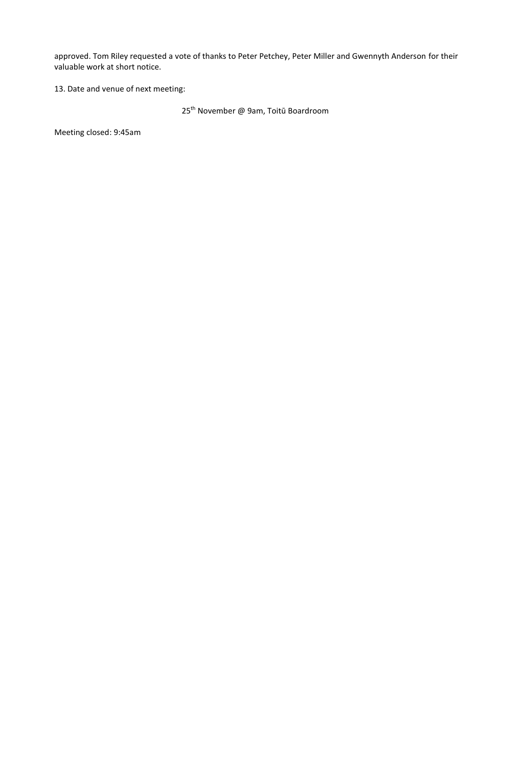approved. Tom Riley requested a vote of thanks to Peter Petchey, Peter Miller and Gwennyth Anderson for their valuable work at short notice.

13. Date and venue of next meeting:

25th November @ 9am, Toitū Boardroom

Meeting closed: 9:45am